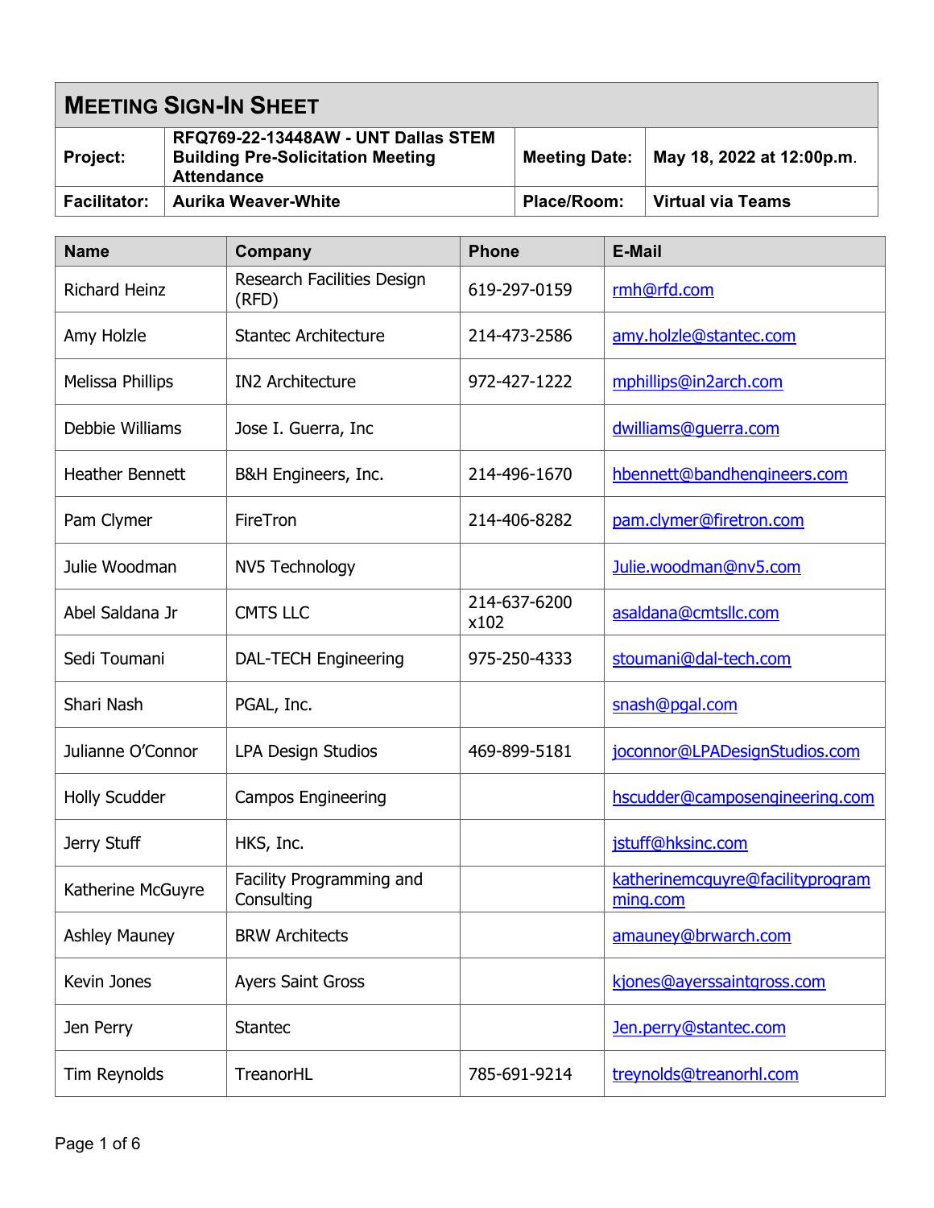# MEETING SIGN-IN SHEET

| | | | |
|---|---|---|---|
| **Project:** | **RFQ769-22-13448AW - UNT Dallas STEM Building Pre-Solicitation Meeting Attendance** | **Meeting Date:** | **May 18, 2022 at 12:00p.m.** |
| **Facilitator:** | **Aurika Weaver-White** | **Place/Room:** | **Virtual via Teams** |

| Name | Company | Phone | E-Mail |
|---|---|---|---|
| Richard Heinz | Research Facilities Design (RFD) | 619-297-0159 | rmh@rfd.com |
| Amy Holzle | Stantec Architecture | 214-473-2586 | amy.holzle@stantec.com |
| Melissa Phillips | IN2 Architecture | 972-427-1222 | mphillips@in2arch.com |
| Debbie Williams | Jose I. Guerra, Inc | | dwilliams@guerra.com |
| Heather Bennett | B&H Engineers, Inc. | 214-496-1670 | hbennett@bandhengineers.com |
| Pam Clymer | FireTron | 214-406-8282 | pam.clymer@firetron.com |
| Julie Woodman | NV5 Technology | | Julie.woodman@nv5.com |
| Abel Saldana Jr | CMTS LLC | 214-637-6200 x102 | asaldana@cmtsllc.com |
| Sedi Toumani | DAL-TECH Engineering | 975-250-4333 | stoumani@dal-tech.com |
| Shari Nash | PGAL, Inc. | | snash@pgal.com |
| Julianne O'Connor | LPA Design Studios | 469-899-5181 | joconnor@LPADesignStudios.com |
| Holly Scudder | Campos Engineering | | hscudder@camposengineering.com |
| Jerry Stuff | HKS, Inc. | | jstuff@hksinc.com |
| Katherine McGuyre | Facility Programming and Consulting | | katherinemcguyre@facilityprogramming.com |
| Ashley Mauney | BRW Architects | | amauney@brwarch.com |
| Kevin Jones | Ayers Saint Gross | | kjones@ayerssaintgross.com |
| Jen Perry | Stantec | | Jen.perry@stantec.com |
| Tim Reynolds | TreanorHL | 785-691-9214 | treynolds@treanorhl.com |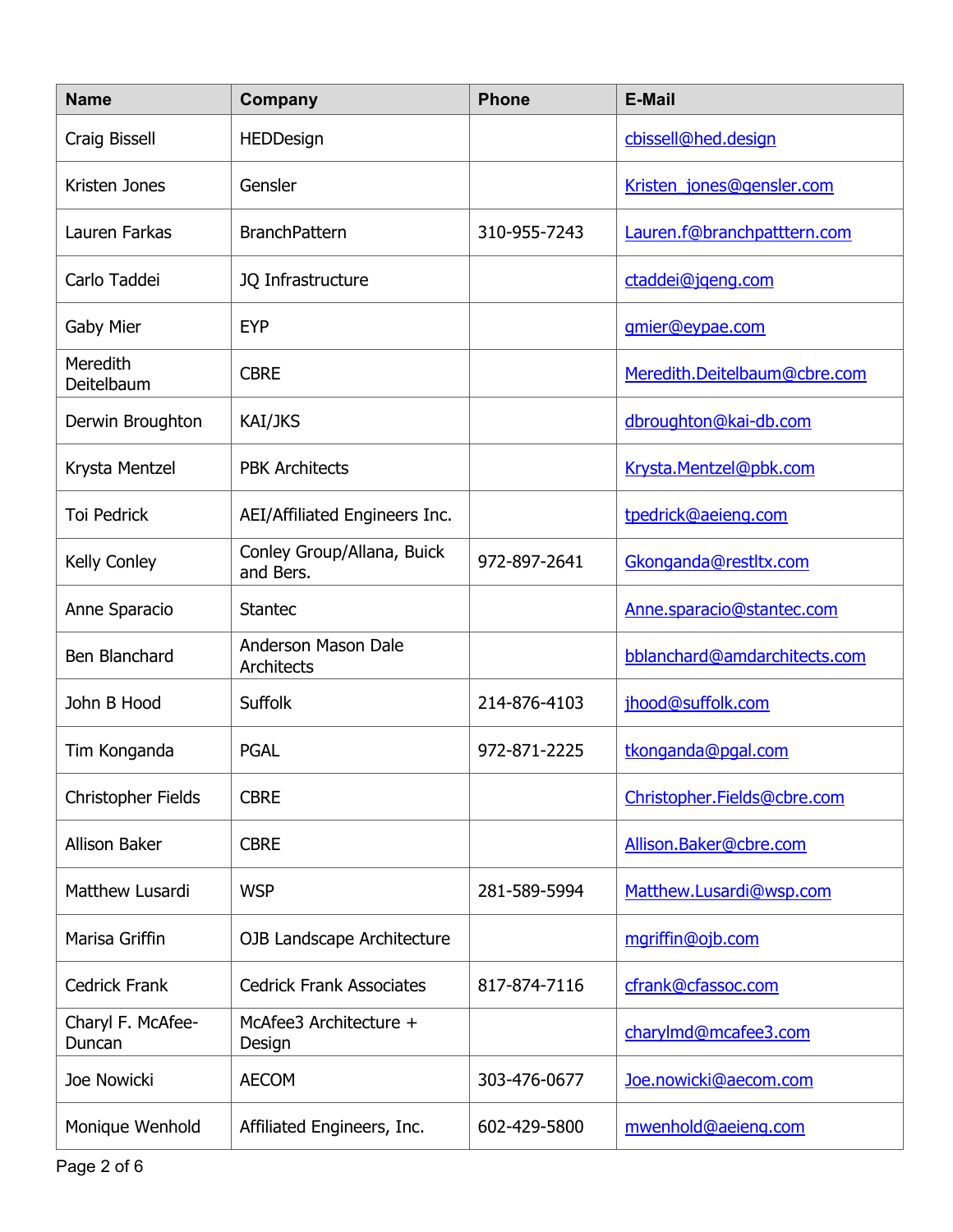| Name | Company | Phone | E-Mail |
|---|---|---|---|
| Craig Bissell | HEDDesign | | cbissell@hed.design |
| Kristen Jones | Gensler | | Kristen_jones@gensler.com |
| Lauren Farkas | BranchPattern | 310-955-7243 | Lauren.f@branchpatttern.com |
| Carlo Taddei | JQ Infrastructure | | ctaddei@jqeng.com |
| Gaby Mier | EYP | | gmier@eypae.com |
| Meredith Deitelbaum | CBRE | | Meredith.Deitelbaum@cbre.com |
| Derwin Broughton | KAI/JKS | | dbroughton@kai-db.com |
| Krysta Mentzel | PBK Architects | | Krysta.Mentzel@pbk.com |
| Toi Pedrick | AEI/Affiliated Engineers Inc. | | tpedrick@aeieng.com |
| Kelly Conley | Conley Group/Allana, Buick and Bers. | 972-897-2641 | Gkonganda@restltx.com |
| Anne Sparacio | Stantec | | Anne.sparacio@stantec.com |
| Ben Blanchard | Anderson Mason Dale Architects | | bblanchard@amdarchitects.com |
| John B Hood | Suffolk | 214-876-4103 | jhood@suffolk.com |
| Tim Konganda | PGAL | 972-871-2225 | tkonganda@pgal.com |
| Christopher Fields | CBRE | | Christopher.Fields@cbre.com |
| Allison Baker | CBRE | | Allison.Baker@cbre.com |
| Matthew Lusardi | WSP | 281-589-5994 | Matthew.Lusardi@wsp.com |
| Marisa Griffin | OJB Landscape Architecture | | mgriffin@ojb.com |
| Cedrick Frank | Cedrick Frank Associates | 817-874-7116 | cfrank@cfassoc.com |
| Charyl F. McAfee-Duncan | McAfee3 Architecture + Design | | charylmd@mcafee3.com |
| Joe Nowicki | AECOM | 303-476-0677 | Joe.nowicki@aecom.com |
| Monique Wenhold | Affiliated Engineers, Inc. | 602-429-5800 | mwenhold@aeieng.com |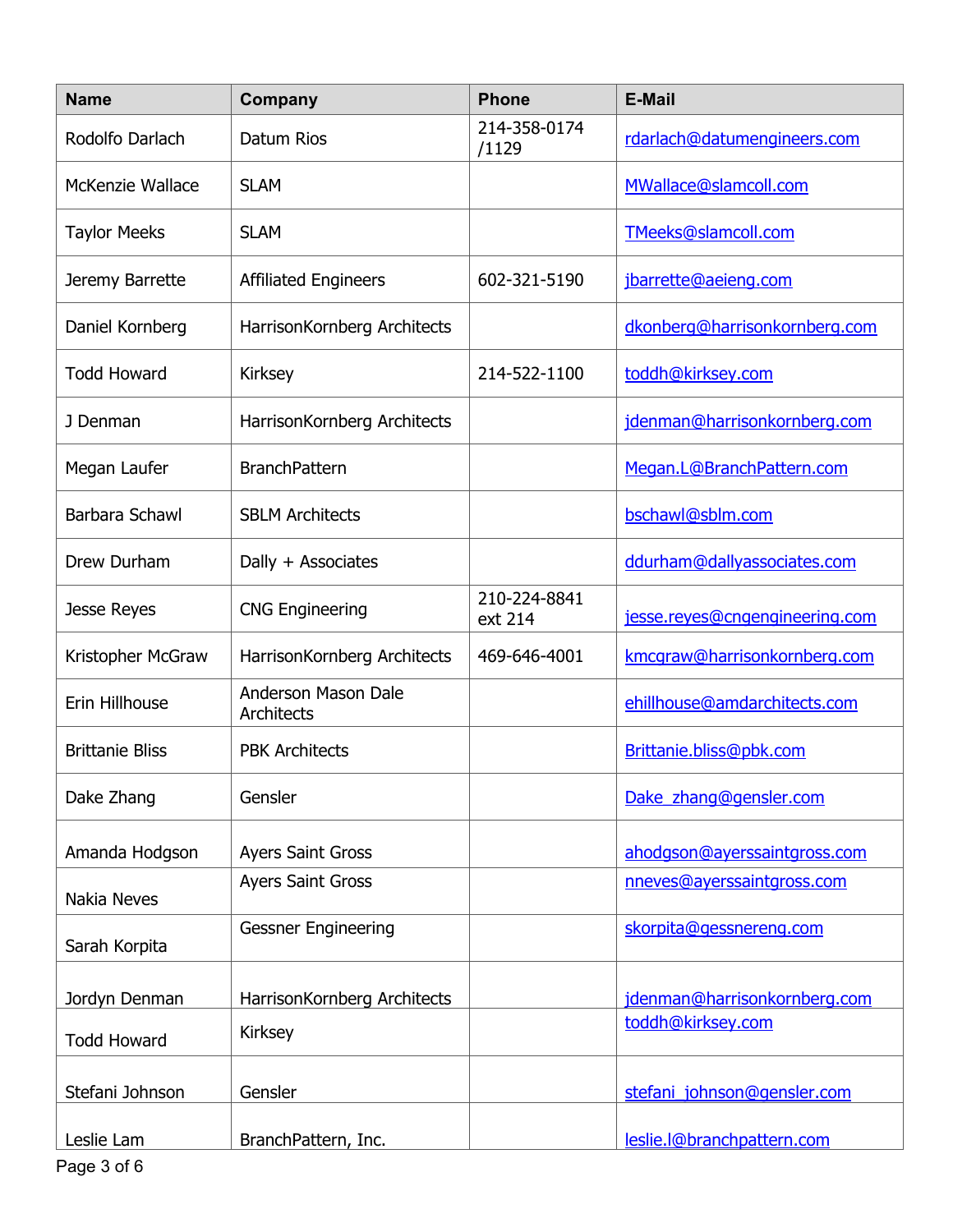| Name | Company | Phone | E-Mail |
|---|---|---|---|
| Rodolfo Darlach | Datum Rios | 214-358-0174 /1129 | rdarlach@datumengineers.com |
| McKenzie Wallace | SLAM | | MWallace@slamcoll.com |
| Taylor Meeks | SLAM | | TMeeks@slamcoll.com |
| Jeremy Barrette | Affiliated Engineers | 602-321-5190 | jbarrette@aeieng.com |
| Daniel Kornberg | HarrisonKornberg Architects | | dkonberg@harrisonkornberg.com |
| Todd Howard | Kirksey | 214-522-1100 | toddh@kirksey.com |
| J Denman | HarrisonKornberg Architects | | jdenman@harrisonkornberg.com |
| Megan Laufer | BranchPattern | | Megan.L@BranchPattern.com |
| Barbara Schawl | SBLM Architects | | bschawl@sblm.com |
| Drew Durham | Dally + Associates | | ddurham@dallyassociates.com |
| Jesse Reyes | CNG Engineering | 210-224-8841 ext 214 | jesse.reyes@cngengineering.com |
| Kristopher McGraw | HarrisonKornberg Architects | 469-646-4001 | kmcgraw@harrisonkornberg.com |
| Erin Hillhouse | Anderson Mason Dale Architects | | ehillhouse@amdarchitects.com |
| Brittanie Bliss | PBK Architects | | Brittanie.bliss@pbk.com |
| Dake Zhang | Gensler | | Dake_zhang@gensler.com |
| Amanda Hodgson | Ayers Saint Gross | | ahodgson@ayerssaintgross.com |
| Nakia Neves | Ayers Saint Gross | | nneves@ayerssaintgross.com |
| Sarah Korpita | Gessner Engineering | | skorpita@gessnereng.com |
| Jordyn Denman | HarrisonKornberg Architects | | jdenman@harrisonkornberg.com |
| Todd Howard | Kirksey | | toddh@kirksey.com |
| Stefani Johnson | Gensler | | stefani_johnson@gensler.com |
| Leslie Lam | BranchPattern, Inc. | | leslie.l@branchpattern.com |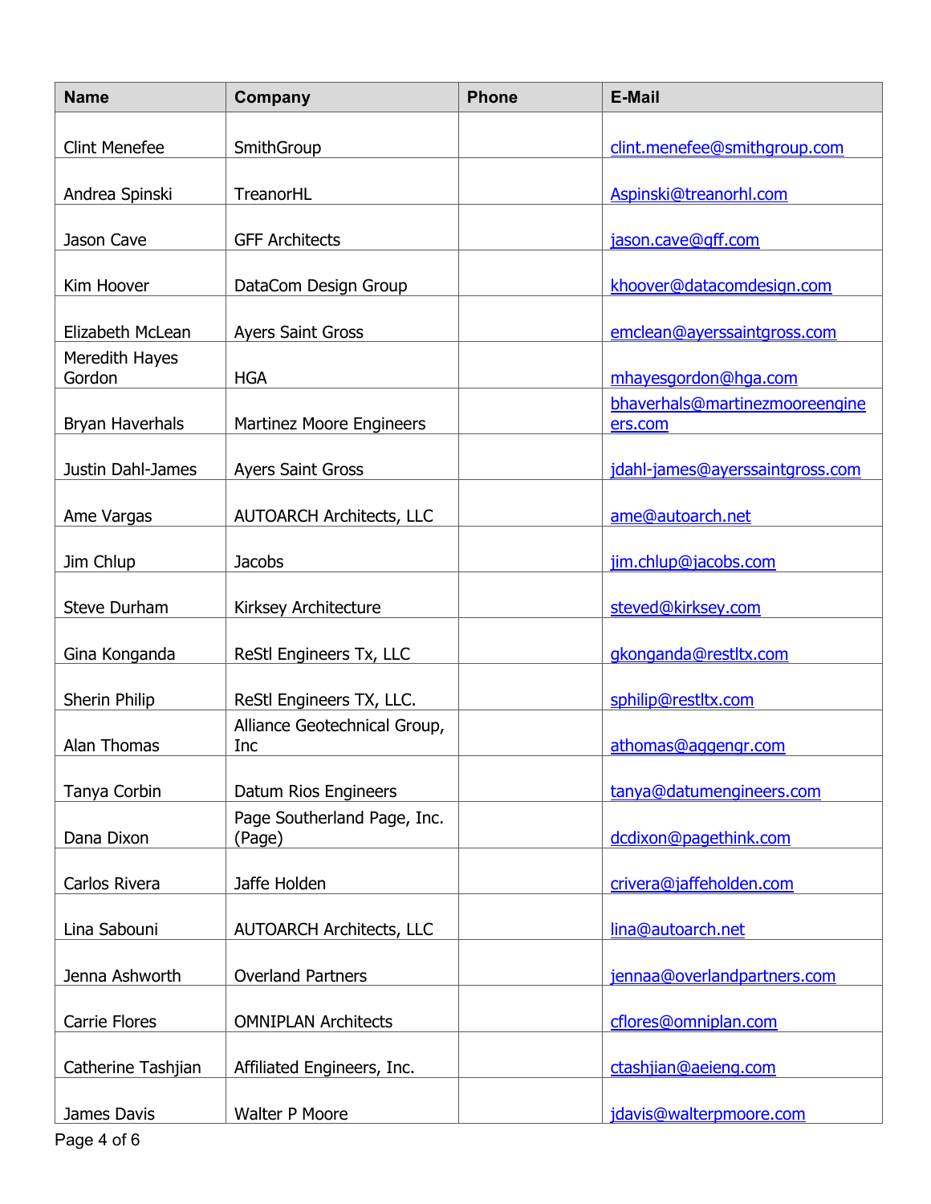| Name | Company | Phone | E-Mail |
| --- | --- | --- | --- |
| Clint Menefee | SmithGroup | | clint.menefee@smithgroup.com |
| Andrea Spinski | TreanorHL | | Aspinski@treanorhl.com |
| Jason Cave | GFF Architects | | jason.cave@gff.com |
| Kim Hoover | DataCom Design Group | | khoover@datacomdesign.com |
| Elizabeth McLean | Ayers Saint Gross | | emclean@ayerssaintgross.com |
| Meredith Hayes Gordon | HGA | | mhayesgordon@hga.com |
| Bryan Haverhals | Martinez Moore Engineers | | bhaverhals@martinezmooreengineers.com |
| Justin Dahl-James | Ayers Saint Gross | | jdahl-james@ayerssaintgross.com |
| Ame Vargas | AUTOARCH Architects, LLC | | ame@autoarch.net |
| Jim Chlup | Jacobs | | jim.chlup@jacobs.com |
| Steve Durham | Kirksey Architecture | | steved@kirksey.com |
| Gina Konganda | ReStl Engineers Tx, LLC | | gkonganda@restltx.com |
| Sherin Philip | ReStl Engineers TX, LLC. | | sphilip@restltx.com |
| Alan Thomas | Alliance Geotechnical Group, Inc | | athomas@aggengr.com |
| Tanya Corbin | Datum Rios Engineers | | tanya@datumengineers.com |
| Dana Dixon | Page Southerland Page, Inc. (Page) | | dcdixon@pagethink.com |
| Carlos Rivera | Jaffe Holden | | crivera@jaffeholden.com |
| Lina Sabouni | AUTOARCH Architects, LLC | | lina@autoarch.net |
| Jenna Ashworth | Overland Partners | | jennaa@overlandpartners.com |
| Carrie Flores | OMNIPLAN Architects | | cflores@omniplan.com |
| Catherine Tashjian | Affiliated Engineers, Inc. | | ctashjian@aeieng.com |
| James Davis | Walter P Moore | | jdavis@walterpmoore.com |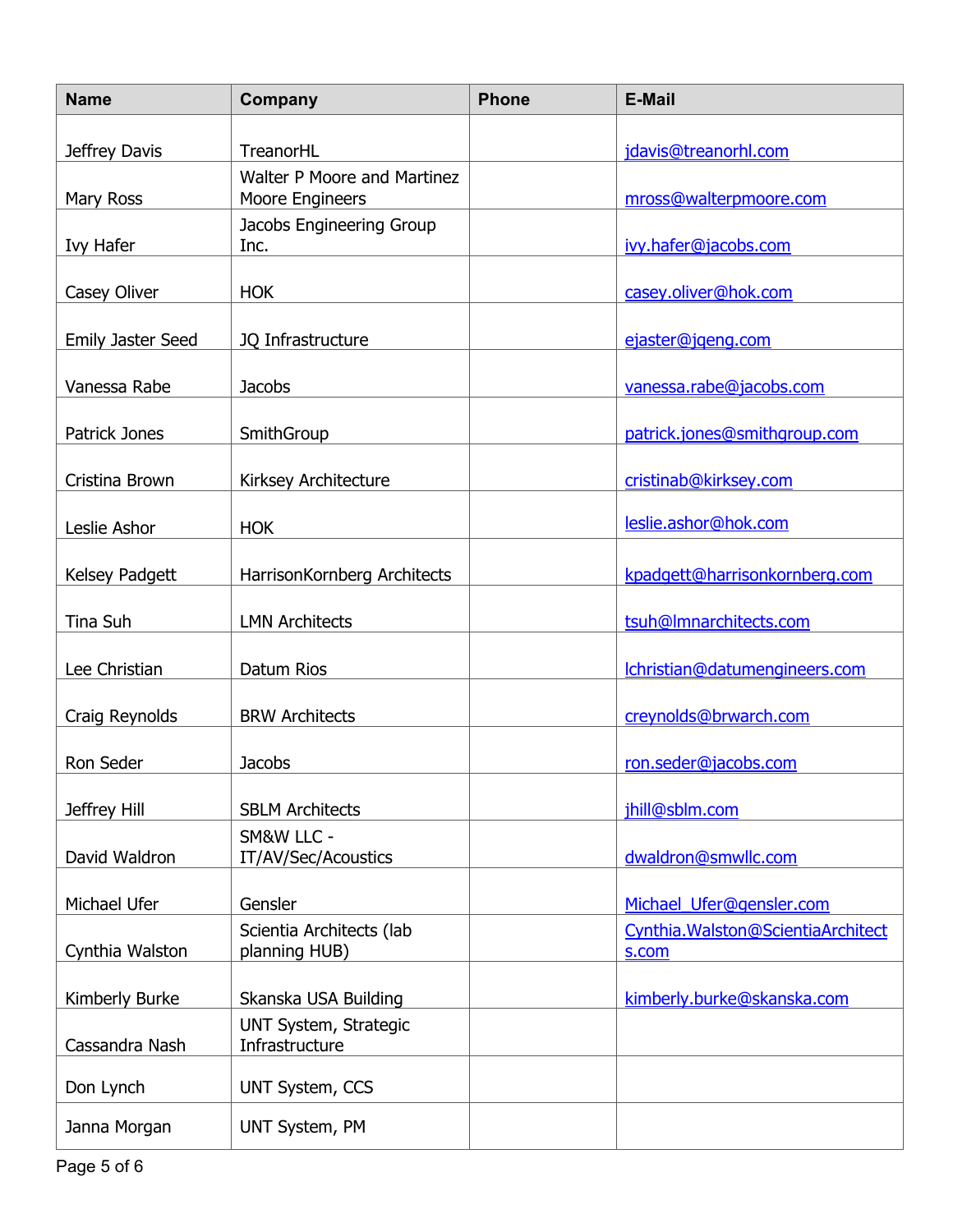| Name | Company | Phone | E-Mail |
|---|---|---|---|
| Jeffrey Davis | TreanorHL | | jdavis@treanorhl.com |
| Mary Ross | Walter P Moore and Martinez Moore Engineers | | mross@walterpmoore.com |
| Ivy Hafer | Jacobs Engineering Group Inc. | | ivy.hafer@jacobs.com |
| Casey Oliver | HOK | | casey.oliver@hok.com |
| Emily Jaster Seed | JQ Infrastructure | | ejaster@jqeng.com |
| Vanessa Rabe | Jacobs | | vanessa.rabe@jacobs.com |
| Patrick Jones | SmithGroup | | patrick.jones@smithgroup.com |
| Cristina Brown | Kirksey Architecture | | cristinab@kirksey.com |
| Leslie Ashor | HOK | | leslie.ashor@hok.com |
| Kelsey Padgett | HarrisonKornberg Architects | | kpadgett@harrisonkornberg.com |
| Tina Suh | LMN Architects | | tsuh@lmnarchitects.com |
| Lee Christian | Datum Rios | | lchristian@datumengineers.com |
| Craig Reynolds | BRW Architects | | creynolds@brwarch.com |
| Ron Seder | Jacobs | | ron.seder@jacobs.com |
| Jeffrey Hill | SBLM Architects | | jhill@sblm.com |
| David Waldron | SM&W LLC - IT/AV/Sec/Acoustics | | dwaldron@smwllc.com |
| Michael Ufer | Gensler | | Michael_Ufer@gensler.com |
| Cynthia Walston | Scientia Architects (lab planning HUB) | | Cynthia.Walston@ScientiaArchitects.com |
| Kimberly Burke | Skanska USA Building | | kimberly.burke@skanska.com |
| Cassandra Nash | UNT System, Strategic Infrastructure | | |
| Don Lynch | UNT System, CCS | | |
| Janna Morgan | UNT System, PM | | |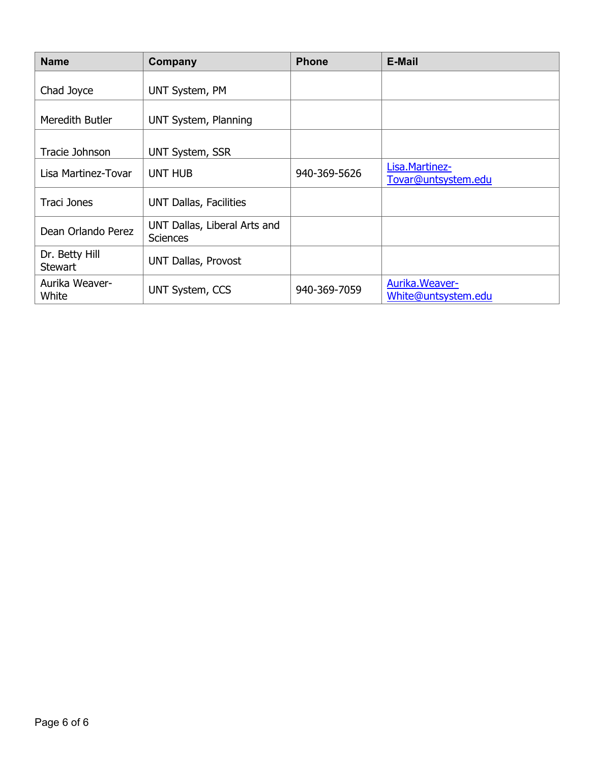| Name | Company | Phone | E-Mail |
| --- | --- | --- | --- |
| Chad Joyce | UNT System, PM | | |
| Meredith Butler | UNT System, Planning | | |
| Tracie Johnson | UNT System, SSR | | |
| Lisa Martinez-Tovar | UNT HUB | 940-369-5626 | Lisa.Martinez-Tovar@untsystem.edu |
| Traci Jones | UNT Dallas, Facilities | | |
| Dean Orlando Perez | UNT Dallas, Liberal Arts and Sciences | | |
| Dr. Betty Hill Stewart | UNT Dallas, Provost | | |
| Aurika Weaver-White | UNT System, CCS | 940-369-7059 | Aurika.Weaver-White@untsystem.edu |